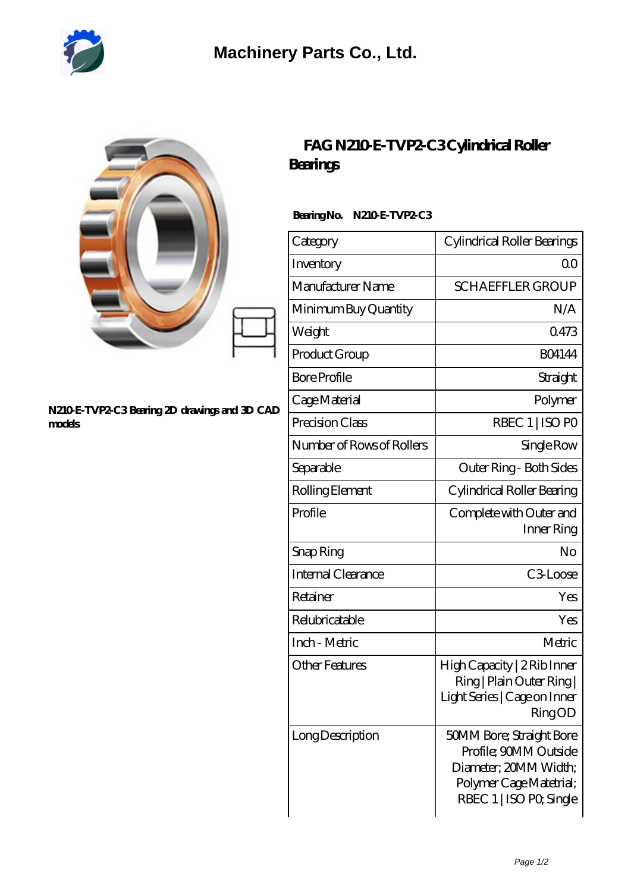# Machinery Parts Co., Ltd.

## FAG N210-E-TVP2-C3 Cylindrical Roller Bearings

**Bearing No. N210-E-TVP2-C3**

**N210-E-TVP2-C3 Bearing 2D drawings and 3D CAD models**

| Category | Cylindrical Roller Bearings |
|---|---|
| Inventory | 0.0 |
| Manufacturer Name | SCHAEFFLER GROUP |
| Minimum Buy Quantity | N/A |
| Weight | 0.473 |
| Product Group | B04144 |
| Bore Profile | Straight |
| Cage Material | Polymer |
| Precision Class | RBEC 1 \| ISO P0 |
| Number of Rows of Rollers | Single Row |
| Separable | Outer Ring - Both Sides |
| Rolling Element | Cylindrical Roller Bearing |
| Profile | Complete with Outer and Inner Ring |
| Snap Ring | No |
| Internal Clearance | C3-Loose |
| Retainer | Yes |
| Relubricatable | Yes |
| Inch - Metric | Metric |
| Other Features | High Capacity \| 2 Rib Inner Ring \| Plain Outer Ring \| Light Series \| Cage on Inner Ring OD |
| Long Description | 50MM Bore; Straight Bore Profile; 90MM Outside Diameter; 20MM Width; Polymer Cage Matetrial; RBEC 1 \| ISO P0; Single |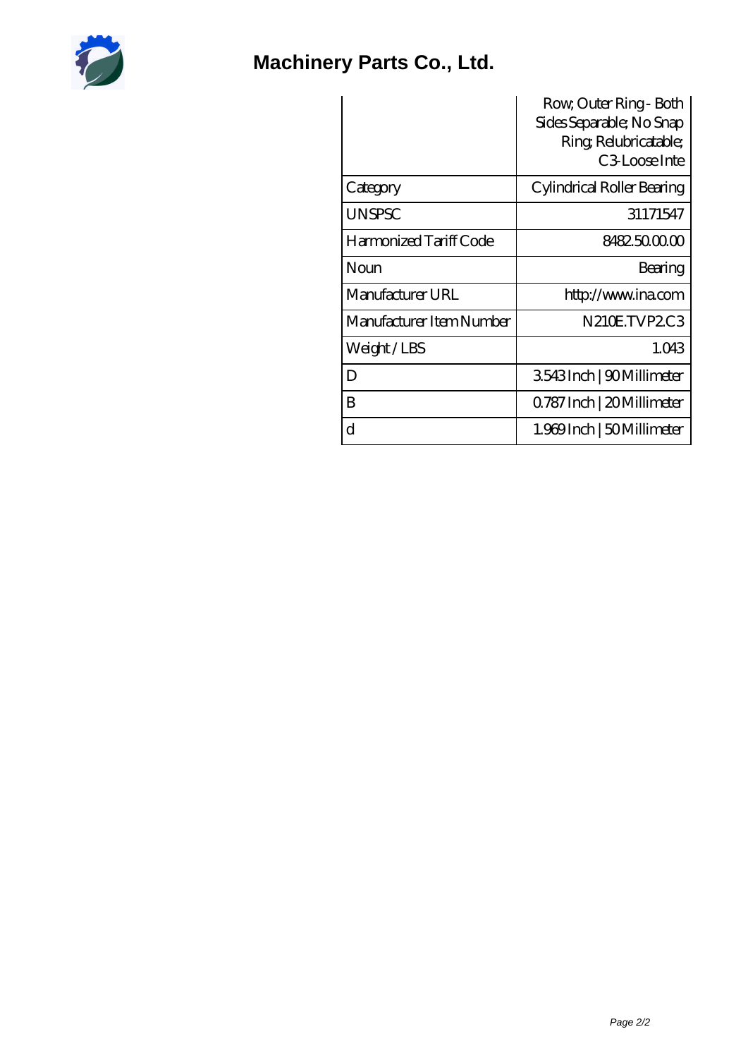| | |
|---|---|
| | Row; Outer Ring - Both Sides Separable; No Snap Ring; Relubricatable; C3-Loose Inte |
| Category | Cylindrical Roller Bearing |
| UNSPSC | 31171547 |
| Harmonized Tariff Code | 8482.50.00.00 |
| Noun | Bearing |
| Manufacturer URL | http://www.ina.com |
| Manufacturer Item Number | N210E.TVP2.C3 |
| Weight / LBS | 1.043 |
| D | 3.543 Inch \| 90 Millimeter |
| B | 0.787 Inch \| 20 Millimeter |
| d | 1.969 Inch \| 50 Millimeter |